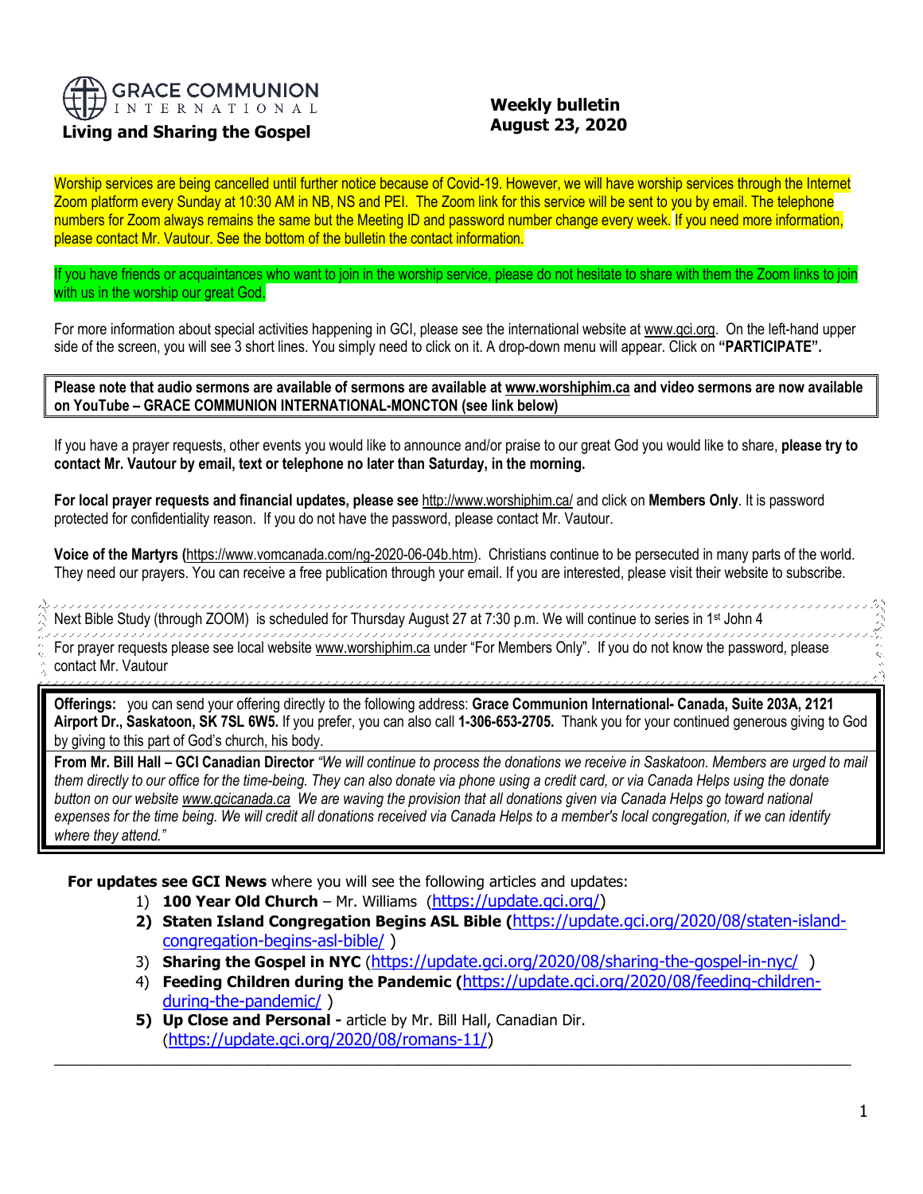**GRACE COMMUNION INTERNATIONAL**

**Living and Sharing the Gospel**

**Weekly bulletin**
**August 23, 2020**

Worship services are being cancelled until further notice because of Covid-19. However, we will have worship services through the Internet Zoom platform every Sunday at 10:30 AM in NB, NS and PEI. The Zoom link for this service will be sent to you by email. The telephone numbers for Zoom always remains the same but the Meeting ID and password number change every week. If you need more information, please contact Mr. Vautour. See the bottom of the bulletin the contact information.

If you have friends or acquaintances who want to join in the worship service, please do not hesitate to share with them the Zoom links to join with us in the worship our great God.

For more information about special activities happening in GCI, please see the international website at www.gci.org. On the left-hand upper side of the screen, you will see 3 short lines. You simply need to click on it. A drop-down menu will appear. Click on **"PARTICIPATE".**

**Please note that audio sermons are available of sermons are available at www.worshiphim.ca and video sermons are now available on YouTube – GRACE COMMUNION INTERNATIONAL-MONCTON (see link below)**

If you have a prayer requests, other events you would like to announce and/or praise to our great God you would like to share, **please try to contact Mr. Vautour by email, text or telephone no later than Saturday, in the morning.**

**For local prayer requests and financial updates, please see** http://www.worshiphim.ca/ and click on **Members Only**. It is password protected for confidentiality reason. If you do not have the password, please contact Mr. Vautour.

**Voice of the Martyrs (**https://www.vomcanada.com/ng-2020-06-04b.htm). Christians continue to be persecuted in many parts of the world. They need our prayers. You can receive a free publication through your email. If you are interested, please visit their website to subscribe.

Next Bible Study (through ZOOM) is scheduled for Thursday August 27 at 7:30 p.m. We will continue to series in 1st John 4

For prayer requests please see local website www.worshiphim.ca under "For Members Only". If you do not know the password, please contact Mr. Vautour

**Offerings:** you can send your offering directly to the following address: **Grace Communion International- Canada, Suite 203A, 2121 Airport Dr., Saskatoon, SK 7SL 6W5.** If you prefer, you can also call **1-306-653-2705.** Thank you for your continued generous giving to God by giving to this part of God's church, his body.

**From Mr. Bill Hall – GCI Canadian Director** *"We will continue to process the donations we receive in Saskatoon. Members are urged to mail them directly to our office for the time-being. They can also donate via phone using a credit card, or via Canada Helps using the donate button on our website www.gcicanada.ca We are waving the provision that all donations given via Canada Helps go toward national expenses for the time being. We will credit all donations received via Canada Helps to a member's local congregation, if we can identify where they attend."*

**For updates see GCI News** where you will see the following articles and updates:

1) **100 Year Old Church** – Mr. Williams (https://update.gci.org/)
2) **Staten Island Congregation Begins ASL Bible (**https://update.gci.org/2020/08/staten-island-congregation-begins-asl-bible/ )
3) **Sharing the Gospel in NYC** (https://update.gci.org/2020/08/sharing-the-gospel-in-nyc/ )
4) **Feeding Children during the Pandemic (**https://update.gci.org/2020/08/feeding-children-during-the-pandemic/ )
5) **Up Close and Personal -** article by Mr. Bill Hall, Canadian Dir. (https://update.gci.org/2020/08/romans-11/)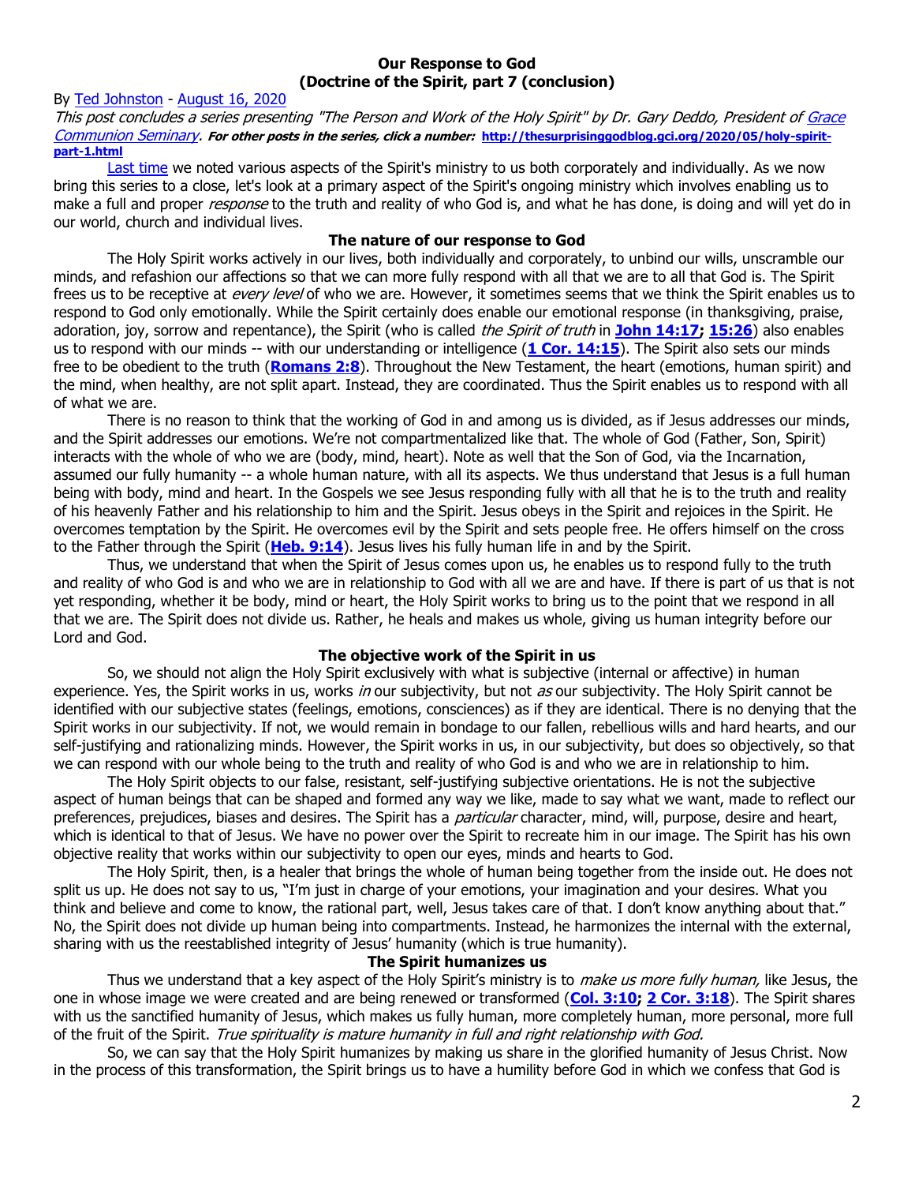# Our Response to God
## (Doctrine of the Spirit, part 7 (conclusion)

By Ted Johnston - August 16, 2020

*This post concludes a series presenting "The Person and Work of the Holy Spirit" by Dr. Gary Deddo, President of Grace Communion Seminary.* **For other posts in the series, click a number: http://thesurprisinggodblog.gci.org/2020/05/holy-spirit-part-1.html**

Last time we noted various aspects of the Spirit's ministry to us both corporately and individually. As we now bring this series to a close, let's look at a primary aspect of the Spirit's ongoing ministry which involves enabling us to make a full and proper *response* to the truth and reality of who God is, and what he has done, is doing and will yet do in our world, church and individual lives.

### The nature of our response to God

The Holy Spirit works actively in our lives, both individually and corporately, to unbind our wills, unscramble our minds, and refashion our affections so that we can more fully respond with all that we are to all that God is. The Spirit frees us to be receptive at *every level* of who we are. However, it sometimes seems that we think the Spirit enables us to respond to God only emotionally. While the Spirit certainly does enable our emotional response (in thanksgiving, praise, adoration, joy, sorrow and repentance), the Spirit (who is called *the Spirit of truth* in **John 14:17; 15:26**) also enables us to respond with our minds -- with our understanding or intelligence (**1 Cor. 14:15**). The Spirit also sets our minds free to be obedient to the truth (**Romans 2:8**). Throughout the New Testament, the heart (emotions, human spirit) and the mind, when healthy, are not split apart. Instead, they are coordinated. Thus the Spirit enables us to respond with all of what we are.

There is no reason to think that the working of God in and among us is divided, as if Jesus addresses our minds, and the Spirit addresses our emotions. We're not compartmentalized like that. The whole of God (Father, Son, Spirit) interacts with the whole of who we are (body, mind, heart). Note as well that the Son of God, via the Incarnation, assumed our fully humanity -- a whole human nature, with all its aspects. We thus understand that Jesus is a full human being with body, mind and heart. In the Gospels we see Jesus responding fully with all that he is to the truth and reality of his heavenly Father and his relationship to him and the Spirit. Jesus obeys in the Spirit and rejoices in the Spirit. He overcomes temptation by the Spirit. He overcomes evil by the Spirit and sets people free. He offers himself on the cross to the Father through the Spirit (**Heb. 9:14**). Jesus lives his fully human life in and by the Spirit.

Thus, we understand that when the Spirit of Jesus comes upon us, he enables us to respond fully to the truth and reality of who God is and who we are in relationship to God with all we are and have. If there is part of us that is not yet responding, whether it be body, mind or heart, the Holy Spirit works to bring us to the point that we respond in all that we are. The Spirit does not divide us. Rather, he heals and makes us whole, giving us human integrity before our Lord and God.

### The objective work of the Spirit in us

So, we should not align the Holy Spirit exclusively with what is subjective (internal or affective) in human experience. Yes, the Spirit works in us, works *in* our subjectivity, but not *as* our subjectivity. The Holy Spirit cannot be identified with our subjective states (feelings, emotions, consciences) as if they are identical. There is no denying that the Spirit works in our subjectivity. If not, we would remain in bondage to our fallen, rebellious wills and hard hearts, and our self-justifying and rationalizing minds. However, the Spirit works in us, in our subjectivity, but does so objectively, so that we can respond with our whole being to the truth and reality of who God is and who we are in relationship to him.

The Holy Spirit objects to our false, resistant, self-justifying subjective orientations. He is not the subjective aspect of human beings that can be shaped and formed any way we like, made to say what we want, made to reflect our preferences, prejudices, biases and desires. The Spirit has a *particular* character, mind, will, purpose, desire and heart, which is identical to that of Jesus. We have no power over the Spirit to recreate him in our image. The Spirit has his own objective reality that works within our subjectivity to open our eyes, minds and hearts to God.

The Holy Spirit, then, is a healer that brings the whole of human being together from the inside out. He does not split us up. He does not say to us, "I'm just in charge of your emotions, your imagination and your desires. What you think and believe and come to know, the rational part, well, Jesus takes care of that. I don't know anything about that." No, the Spirit does not divide up human being into compartments. Instead, he harmonizes the internal with the external, sharing with us the reestablished integrity of Jesus' humanity (which is true humanity).

### The Spirit humanizes us

Thus we understand that a key aspect of the Holy Spirit's ministry is to *make us more fully human,* like Jesus, the one in whose image we were created and are being renewed or transformed (**Col. 3:10; 2 Cor. 3:18**). The Spirit shares with us the sanctified humanity of Jesus, which makes us fully human, more completely human, more personal, more full of the fruit of the Spirit. *True spirituality is mature humanity in full and right relationship with God.*

So, we can say that the Holy Spirit humanizes by making us share in the glorified humanity of Jesus Christ. Now in the process of this transformation, the Spirit brings us to have a humility before God in which we confess that God is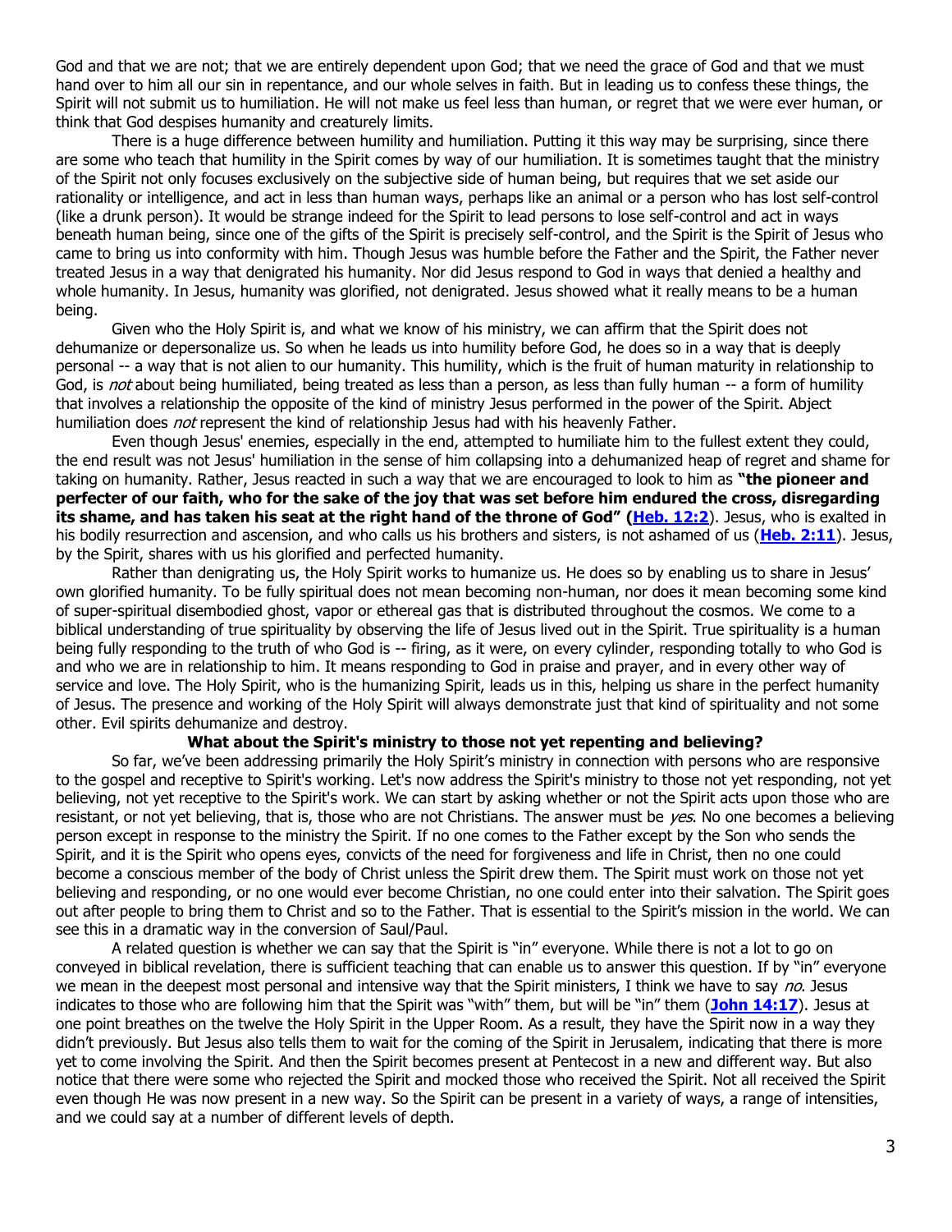God and that we are not; that we are entirely dependent upon God; that we need the grace of God and that we must hand over to him all our sin in repentance, and our whole selves in faith. But in leading us to confess these things, the Spirit will not submit us to humiliation. He will not make us feel less than human, or regret that we were ever human, or think that God despises humanity and creaturely limits.

There is a huge difference between humility and humiliation. Putting it this way may be surprising, since there are some who teach that humility in the Spirit comes by way of our humiliation. It is sometimes taught that the ministry of the Spirit not only focuses exclusively on the subjective side of human being, but requires that we set aside our rationality or intelligence, and act in less than human ways, perhaps like an animal or a person who has lost self-control (like a drunk person). It would be strange indeed for the Spirit to lead persons to lose self-control and act in ways beneath human being, since one of the gifts of the Spirit is precisely self-control, and the Spirit is the Spirit of Jesus who came to bring us into conformity with him. Though Jesus was humble before the Father and the Spirit, the Father never treated Jesus in a way that denigrated his humanity. Nor did Jesus respond to God in ways that denied a healthy and whole humanity. In Jesus, humanity was glorified, not denigrated. Jesus showed what it really means to be a human being.

Given who the Holy Spirit is, and what we know of his ministry, we can affirm that the Spirit does not dehumanize or depersonalize us. So when he leads us into humility before God, he does so in a way that is deeply personal -- a way that is not alien to our humanity. This humility, which is the fruit of human maturity in relationship to God, is *not* about being humiliated, being treated as less than a person, as less than fully human -- a form of humility that involves a relationship the opposite of the kind of ministry Jesus performed in the power of the Spirit. Abject humiliation does *not* represent the kind of relationship Jesus had with his heavenly Father.

Even though Jesus' enemies, especially in the end, attempted to humiliate him to the fullest extent they could, the end result was not Jesus' humiliation in the sense of him collapsing into a dehumanized heap of regret and shame for taking on humanity. Rather, Jesus reacted in such a way that we are encouraged to look to him as **"the pioneer and perfecter of our faith, who for the sake of the joy that was set before him endured the cross, disregarding its shame, and has taken his seat at the right hand of the throne of God" (Heb. 12:2)**. Jesus, who is exalted in his bodily resurrection and ascension, and who calls us his brothers and sisters, is not ashamed of us (**Heb. 2:11**). Jesus, by the Spirit, shares with us his glorified and perfected humanity.

Rather than denigrating us, the Holy Spirit works to humanize us. He does so by enabling us to share in Jesus' own glorified humanity. To be fully spiritual does not mean becoming non-human, nor does it mean becoming some kind of super-spiritual disembodied ghost, vapor or ethereal gas that is distributed throughout the cosmos. We come to a biblical understanding of true spirituality by observing the life of Jesus lived out in the Spirit. True spirituality is a human being fully responding to the truth of who God is -- firing, as it were, on every cylinder, responding totally to who God is and who we are in relationship to him. It means responding to God in praise and prayer, and in every other way of service and love. The Holy Spirit, who is the humanizing Spirit, leads us in this, helping us share in the perfect humanity of Jesus. The presence and working of the Holy Spirit will always demonstrate just that kind of spirituality and not some other. Evil spirits dehumanize and destroy.

### What about the Spirit's ministry to those not yet repenting and believing?

So far, we've been addressing primarily the Holy Spirit's ministry in connection with persons who are responsive to the gospel and receptive to Spirit's working. Let's now address the Spirit's ministry to those not yet responding, not yet believing, not yet receptive to the Spirit's work. We can start by asking whether or not the Spirit acts upon those who are resistant, or not yet believing, that is, those who are not Christians. The answer must be *yes*. No one becomes a believing person except in response to the ministry the Spirit. If no one comes to the Father except by the Son who sends the Spirit, and it is the Spirit who opens eyes, convicts of the need for forgiveness and life in Christ, then no one could become a conscious member of the body of Christ unless the Spirit drew them. The Spirit must work on those not yet believing and responding, or no one would ever become Christian, no one could enter into their salvation. The Spirit goes out after people to bring them to Christ and so to the Father. That is essential to the Spirit's mission in the world. We can see this in a dramatic way in the conversion of Saul/Paul.

A related question is whether we can say that the Spirit is "in" everyone. While there is not a lot to go on conveyed in biblical revelation, there is sufficient teaching that can enable us to answer this question. If by "in" everyone we mean in the deepest most personal and intensive way that the Spirit ministers, I think we have to say *no*. Jesus indicates to those who are following him that the Spirit was "with" them, but will be "in" them (**John 14:17**). Jesus at one point breathes on the twelve the Holy Spirit in the Upper Room. As a result, they have the Spirit now in a way they didn't previously. But Jesus also tells them to wait for the coming of the Spirit in Jerusalem, indicating that there is more yet to come involving the Spirit. And then the Spirit becomes present at Pentecost in a new and different way. But also notice that there were some who rejected the Spirit and mocked those who received the Spirit. Not all received the Spirit even though He was now present in a new way. So the Spirit can be present in a variety of ways, a range of intensities, and we could say at a number of different levels of depth.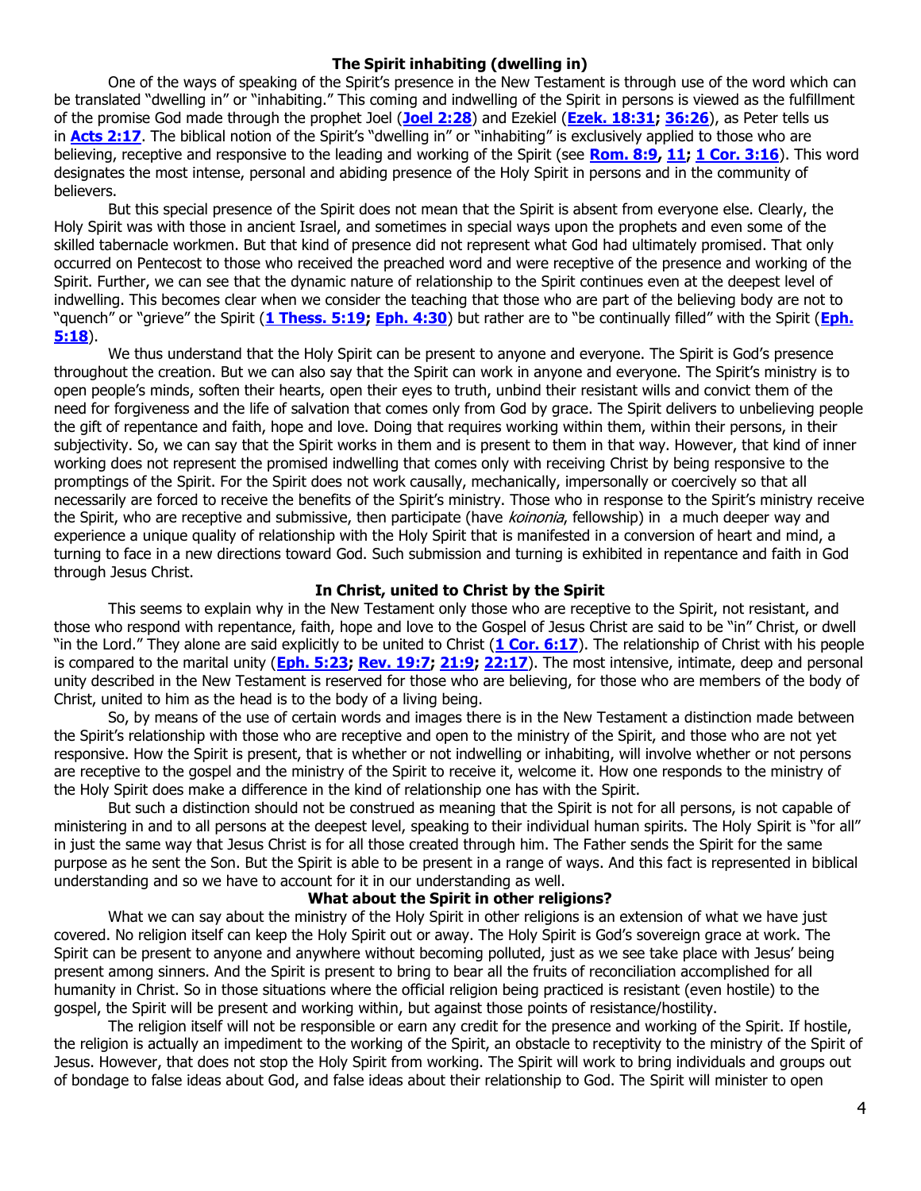### The Spirit inhabiting (dwelling in)

One of the ways of speaking of the Spirit's presence in the New Testament is through use of the word which can be translated "dwelling in" or "inhabiting." This coming and indwelling of the Spirit in persons is viewed as the fulfillment of the promise God made through the prophet Joel (**Joel 2:28**) and Ezekiel (**Ezek. 18:31; 36:26**), as Peter tells us in **Acts 2:17**. The biblical notion of the Spirit's "dwelling in" or "inhabiting" is exclusively applied to those who are believing, receptive and responsive to the leading and working of the Spirit (see **Rom. 8:9, 11; 1 Cor. 3:16**). This word designates the most intense, personal and abiding presence of the Holy Spirit in persons and in the community of believers.

But this special presence of the Spirit does not mean that the Spirit is absent from everyone else. Clearly, the Holy Spirit was with those in ancient Israel, and sometimes in special ways upon the prophets and even some of the skilled tabernacle workmen. But that kind of presence did not represent what God had ultimately promised. That only occurred on Pentecost to those who received the preached word and were receptive of the presence and working of the Spirit. Further, we can see that the dynamic nature of relationship to the Spirit continues even at the deepest level of indwelling. This becomes clear when we consider the teaching that those who are part of the believing body are not to "quench" or "grieve" the Spirit (**1 Thess. 5:19; Eph. 4:30**) but rather are to "be continually filled" with the Spirit (**Eph. 5:18**).

We thus understand that the Holy Spirit can be present to anyone and everyone. The Spirit is God's presence throughout the creation. But we can also say that the Spirit can work in anyone and everyone. The Spirit's ministry is to open people's minds, soften their hearts, open their eyes to truth, unbind their resistant wills and convict them of the need for forgiveness and the life of salvation that comes only from God by grace. The Spirit delivers to unbelieving people the gift of repentance and faith, hope and love. Doing that requires working within them, within their persons, in their subjectivity. So, we can say that the Spirit works in them and is present to them in that way. However, that kind of inner working does not represent the promised indwelling that comes only with receiving Christ by being responsive to the promptings of the Spirit. For the Spirit does not work causally, mechanically, impersonally or coercively so that all necessarily are forced to receive the benefits of the Spirit's ministry. Those who in response to the Spirit's ministry receive the Spirit, who are receptive and submissive, then participate (have *koinonia*, fellowship) in a much deeper way and experience a unique quality of relationship with the Holy Spirit that is manifested in a conversion of heart and mind, a turning to face in a new directions toward God. Such submission and turning is exhibited in repentance and faith in God through Jesus Christ.

### In Christ, united to Christ by the Spirit

This seems to explain why in the New Testament only those who are receptive to the Spirit, not resistant, and those who respond with repentance, faith, hope and love to the Gospel of Jesus Christ are said to be "in" Christ, or dwell "in the Lord." They alone are said explicitly to be united to Christ (**1 Cor. 6:17**). The relationship of Christ with his people is compared to the marital unity (**Eph. 5:23; Rev. 19:7; 21:9; 22:17**). The most intensive, intimate, deep and personal unity described in the New Testament is reserved for those who are believing, for those who are members of the body of Christ, united to him as the head is to the body of a living being.

So, by means of the use of certain words and images there is in the New Testament a distinction made between the Spirit's relationship with those who are receptive and open to the ministry of the Spirit, and those who are not yet responsive. How the Spirit is present, that is whether or not indwelling or inhabiting, will involve whether or not persons are receptive to the gospel and the ministry of the Spirit to receive it, welcome it. How one responds to the ministry of the Holy Spirit does make a difference in the kind of relationship one has with the Spirit.

But such a distinction should not be construed as meaning that the Spirit is not for all persons, is not capable of ministering in and to all persons at the deepest level, speaking to their individual human spirits. The Holy Spirit is "for all" in just the same way that Jesus Christ is for all those created through him. The Father sends the Spirit for the same purpose as he sent the Son. But the Spirit is able to be present in a range of ways. And this fact is represented in biblical understanding and so we have to account for it in our understanding as well.

### What about the Spirit in other religions?

What we can say about the ministry of the Holy Spirit in other religions is an extension of what we have just covered. No religion itself can keep the Holy Spirit out or away. The Holy Spirit is God's sovereign grace at work. The Spirit can be present to anyone and anywhere without becoming polluted, just as we see take place with Jesus' being present among sinners. And the Spirit is present to bring to bear all the fruits of reconciliation accomplished for all humanity in Christ. So in those situations where the official religion being practiced is resistant (even hostile) to the gospel, the Spirit will be present and working within, but against those points of resistance/hostility.

The religion itself will not be responsible or earn any credit for the presence and working of the Spirit. If hostile, the religion is actually an impediment to the working of the Spirit, an obstacle to receptivity to the ministry of the Spirit of Jesus. However, that does not stop the Holy Spirit from working. The Spirit will work to bring individuals and groups out of bondage to false ideas about God, and false ideas about their relationship to God. The Spirit will minister to open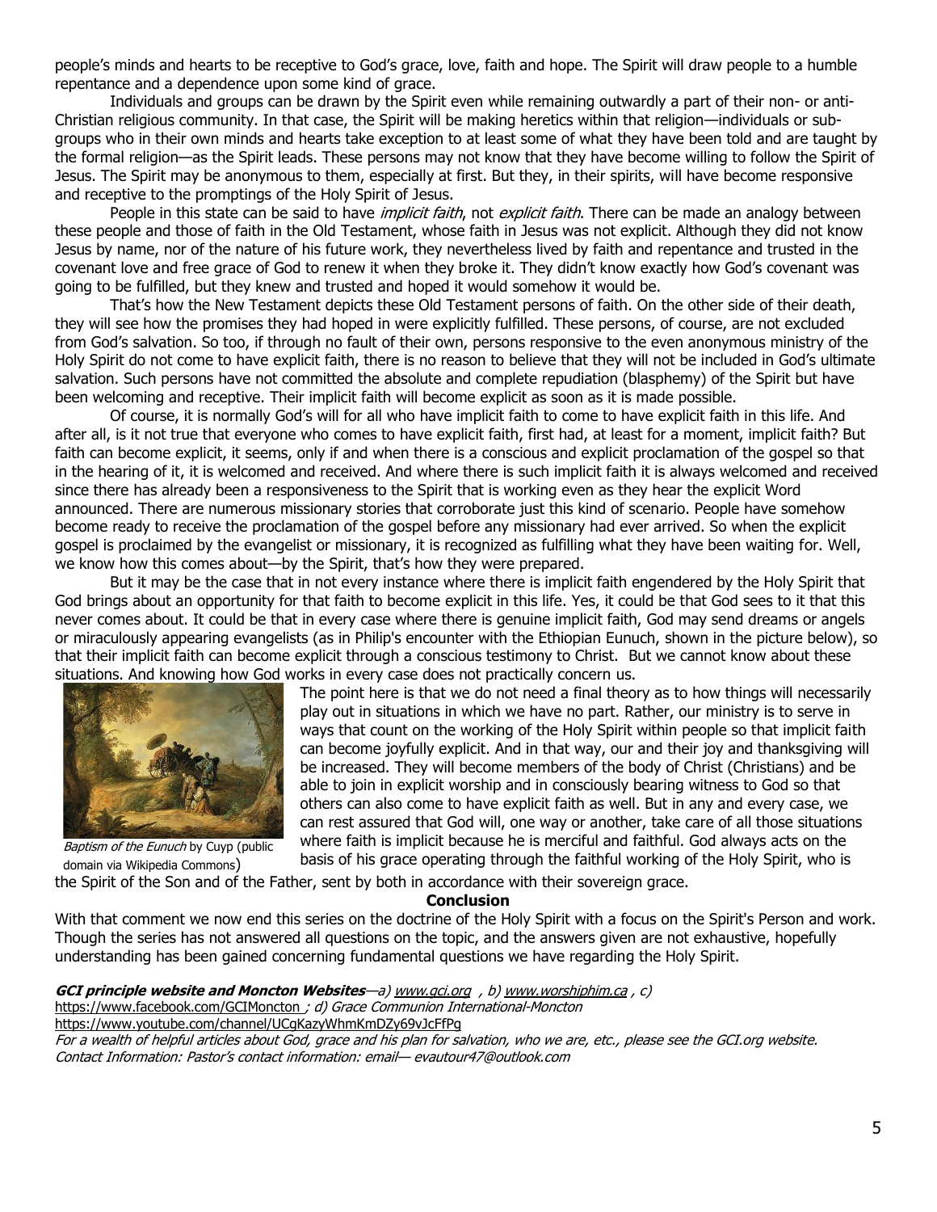people's minds and hearts to be receptive to God's grace, love, faith and hope. The Spirit will draw people to a humble repentance and a dependence upon some kind of grace.

Individuals and groups can be drawn by the Spirit even while remaining outwardly a part of their non- or anti-Christian religious community. In that case, the Spirit will be making heretics within that religion—individuals or sub-groups who in their own minds and hearts take exception to at least some of what they have been told and are taught by the formal religion—as the Spirit leads. These persons may not know that they have become willing to follow the Spirit of Jesus. The Spirit may be anonymous to them, especially at first. But they, in their spirits, will have become responsive and receptive to the promptings of the Holy Spirit of Jesus.

People in this state can be said to have *implicit faith*, not *explicit faith*. There can be made an analogy between these people and those of faith in the Old Testament, whose faith in Jesus was not explicit. Although they did not know Jesus by name, nor of the nature of his future work, they nevertheless lived by faith and repentance and trusted in the covenant love and free grace of God to renew it when they broke it. They didn't know exactly how God's covenant was going to be fulfilled, but they knew and trusted and hoped it would somehow it would be.

That's how the New Testament depicts these Old Testament persons of faith. On the other side of their death, they will see how the promises they had hoped in were explicitly fulfilled. These persons, of course, are not excluded from God's salvation. So too, if through no fault of their own, persons responsive to the even anonymous ministry of the Holy Spirit do not come to have explicit faith, there is no reason to believe that they will not be included in God's ultimate salvation. Such persons have not committed the absolute and complete repudiation (blasphemy) of the Spirit but have been welcoming and receptive. Their implicit faith will become explicit as soon as it is made possible.

Of course, it is normally God's will for all who have implicit faith to come to have explicit faith in this life. And after all, is it not true that everyone who comes to have explicit faith, first had, at least for a moment, implicit faith? But faith can become explicit, it seems, only if and when there is a conscious and explicit proclamation of the gospel so that in the hearing of it, it is welcomed and received. And where there is such implicit faith it is always welcomed and received since there has already been a responsiveness to the Spirit that is working even as they hear the explicit Word announced. There are numerous missionary stories that corroborate just this kind of scenario. People have somehow become ready to receive the proclamation of the gospel before any missionary had ever arrived. So when the explicit gospel is proclaimed by the evangelist or missionary, it is recognized as fulfilling what they have been waiting for. Well, we know how this comes about—by the Spirit, that's how they were prepared.

But it may be the case that in not every instance where there is implicit faith engendered by the Holy Spirit that God brings about an opportunity for that faith to become explicit in this life. Yes, it could be that God sees to it that this never comes about. It could be that in every case where there is genuine implicit faith, God may send dreams or angels or miraculously appearing evangelists (as in Philip's encounter with the Ethiopian Eunuch, shown in the picture below), so that their implicit faith can become explicit through a conscious testimony to Christ. But we cannot know about these situations. And knowing how God works in every case does not practically concern us.

*Baptism of the Eunuch* by Cuyp (public domain via Wikipedia Commons)

The point here is that we do not need a final theory as to how things will necessarily play out in situations in which we have no part. Rather, our ministry is to serve in ways that count on the working of the Holy Spirit within people so that implicit faith can become joyfully explicit. And in that way, our and their joy and thanksgiving will be increased. They will become members of the body of Christ (Christians) and be able to join in explicit worship and in consciously bearing witness to God so that others can also come to have explicit faith as well. But in any and every case, we can rest assured that God will, one way or another, take care of all those situations where faith is implicit because he is merciful and faithful. God always acts on the basis of his grace operating through the faithful working of the Holy Spirit, who is the Spirit of the Son and of the Father, sent by both in accordance with their sovereign grace.

**Conclusion**

With that comment we now end this series on the doctrine of the Holy Spirit with a focus on the Spirit's Person and work. Though the series has not answered all questions on the topic, and the answers given are not exhaustive, hopefully understanding has been gained concerning fundamental questions we have regarding the Holy Spirit.

***GCI principle website and Moncton Websites****—a) www.gci.org , b) www.worshiphim.ca , c)* https://www.facebook.com/GCIMoncton *; d) Grace Communion International-Moncton* https://www.youtube.com/channel/UCgKazyWhmKmDZy69vJcFfPg

*For a wealth of helpful articles about God, grace and his plan for salvation, who we are, etc., please see the GCI.org website.*

*Contact Information: Pastor's contact information: email— evautour47@outlook.com*